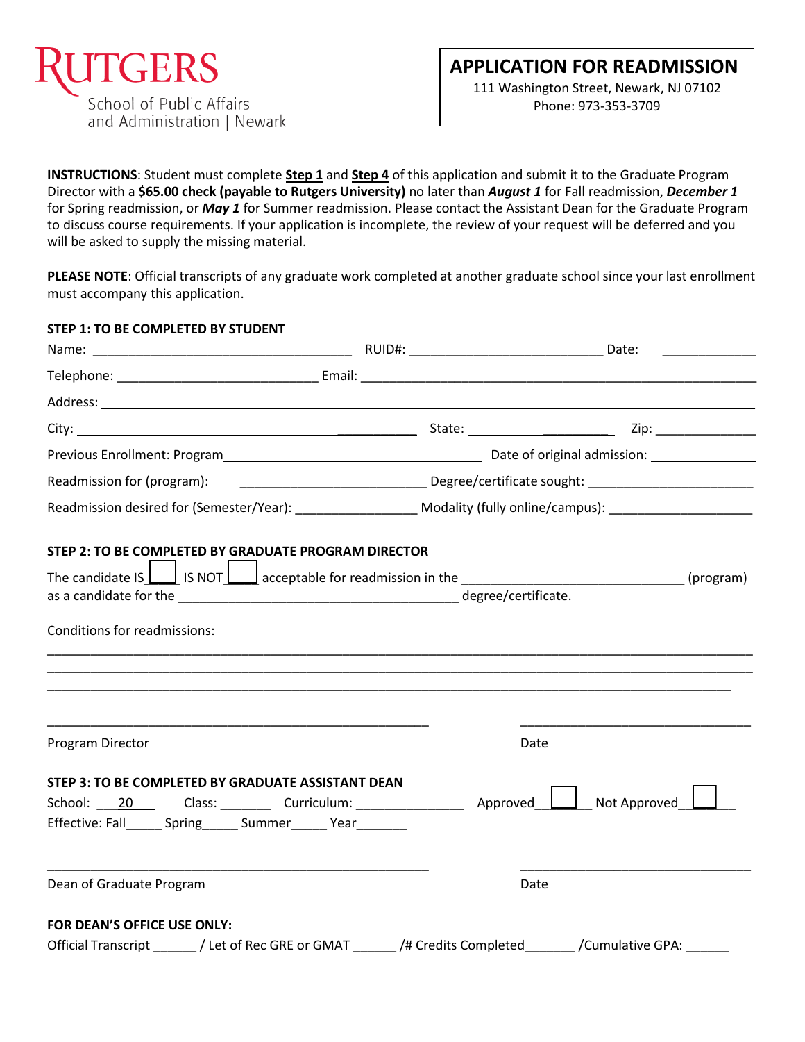RUTGERS
School of Public Affairs and Administration | Newark

# APPLICATION FOR READMISSION

111 Washington Street, Newark, NJ 07102
Phone: 973-353-3709

**INSTRUCTIONS**: Student must complete **Step 1** and **Step 4** of this application and submit it to the Graduate Program Director with a **$65.00 check (payable to Rutgers University)** no later than ***August 1*** for Fall readmission, ***December 1*** for Spring readmission, or ***May 1*** for Summer readmission. Please contact the Assistant Dean for the Graduate Program to discuss course requirements. If your application is incomplete, the review of your request will be deferred and you will be asked to supply the missing material.

**PLEASE NOTE**: Official transcripts of any graduate work completed at another graduate school since your last enrollment must accompany this application.

**STEP 1: TO BE COMPLETED BY STUDENT**

Name: ______________________ RUID#: ______________________ Date: ____________

Telephone: ______________________ Email: ______________________________

Address: __________________________________________________________

City: ______________________ State: ______________ Zip: ____________

Previous Enrollment: Program______________________ Date of original admission: ____________

Readmission for (program): ______________________ Degree/certificate sought: ____________________

Readmission desired for (Semester/Year): ______________ Modality (fully online/campus): ________________

**STEP 2: TO BE COMPLETED BY GRADUATE PROGRAM DIRECTOR**

The candidate IS ☐ IS NOT ☐ acceptable for readmission in the ______________________ (program) as a candidate for the ______________________________ degree/certificate.

Conditions for readmissions:

______________________________________________________________________________

______________________________________________________________________________

______________________________________________________________________________

______________________________ ______________________

Program Director Date

**STEP 3: TO BE COMPLETED BY GRADUATE ASSISTANT DEAN**

School: ___20___ Class: _______ Curriculum: ______________ Approved ☐ Not Approved ☐

Effective: Fall_____ Spring_____ Summer_____ Year_______

______________________________ ______________________

Dean of Graduate Program Date

**FOR DEAN'S OFFICE USE ONLY:**

Official Transcript ______ / Let of Rec GRE or GMAT ______ /# Credits Completed_______ /Cumulative GPA: ______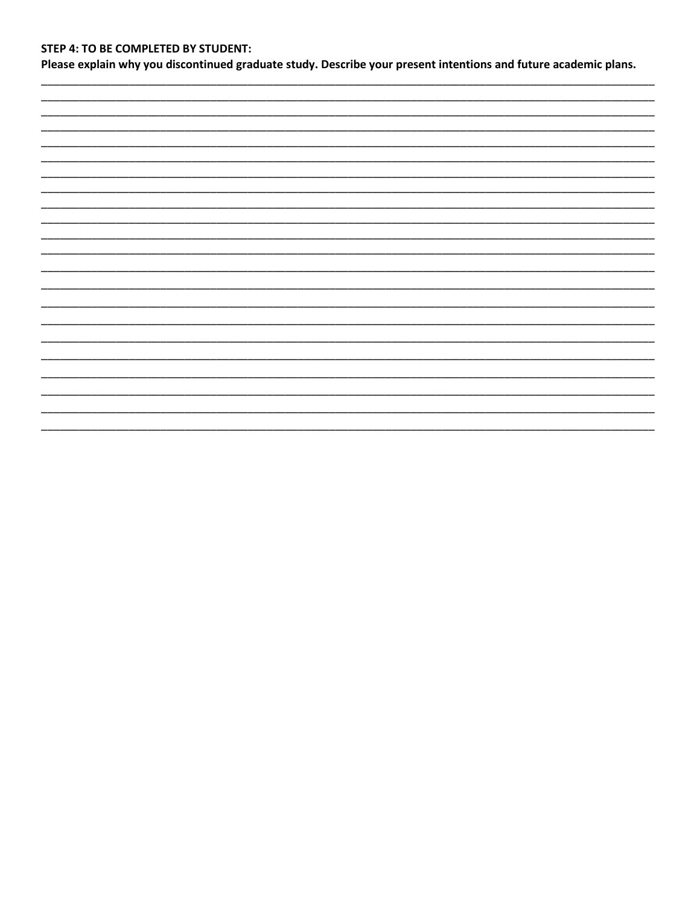**STEP 4: TO BE COMPLETED BY STUDENT:**

**Please explain why you discontinued graduate study. Describe your present intentions and future academic plans.**

______________________________________________________________________________________________

______________________________________________________________________________________________

______________________________________________________________________________________________

______________________________________________________________________________________________

______________________________________________________________________________________________

______________________________________________________________________________________________

______________________________________________________________________________________________

______________________________________________________________________________________________

______________________________________________________________________________________________

______________________________________________________________________________________________

______________________________________________________________________________________________

______________________________________________________________________________________________

______________________________________________________________________________________________

______________________________________________________________________________________________

______________________________________________________________________________________________

______________________________________________________________________________________________

______________________________________________________________________________________________

______________________________________________________________________________________________

______________________________________________________________________________________________

______________________________________________________________________________________________

______________________________________________________________________________________________

______________________________________________________________________________________________

______________________________________________________________________________________________

______________________________________________________________________________________________